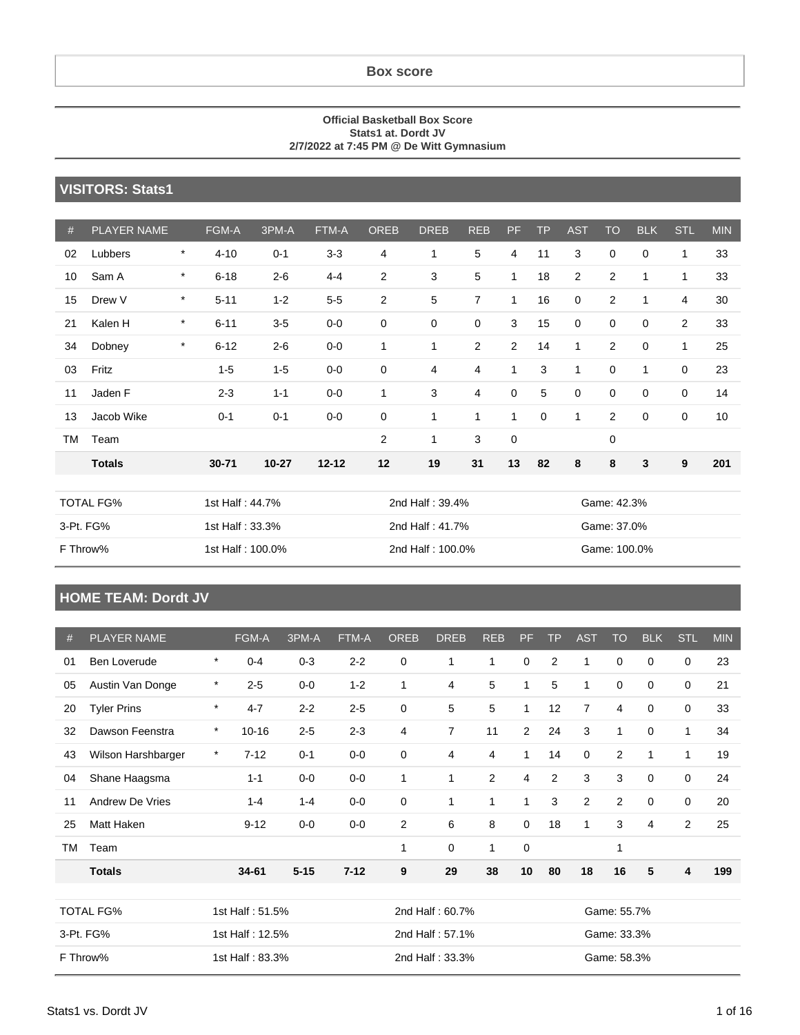# Box score

**Official Basketball Box Score**
**Stats1 at. Dordt JV**
**2/7/2022 at 7:45 PM @ De Witt Gymnasium**

## VISITORS: Stats1

| # | PLAYER NAME | | FGM-A | 3PM-A | FTM-A | OREB | DREB | REB | PF | TP | AST | TO | BLK | STL | MIN |
|---|---|---|---|---|---|---|---|---|---|---|---|---|---|---|---|
| 02 | Lubbers | * | 4-10 | 0-1 | 3-3 | 4 | 1 | 5 | 4 | 11 | 3 | 0 | 0 | 1 | 33 |
| 10 | Sam A | * | 6-18 | 2-6 | 4-4 | 2 | 3 | 5 | 1 | 18 | 2 | 2 | 1 | 1 | 33 |
| 15 | Drew V | * | 5-11 | 1-2 | 5-5 | 2 | 5 | 7 | 1 | 16 | 0 | 2 | 1 | 4 | 30 |
| 21 | Kalen H | * | 6-11 | 3-5 | 0-0 | 0 | 0 | 0 | 3 | 15 | 0 | 0 | 0 | 2 | 33 |
| 34 | Dobney | * | 6-12 | 2-6 | 0-0 | 1 | 1 | 2 | 2 | 14 | 1 | 2 | 0 | 1 | 25 |
| 03 | Fritz | | 1-5 | 1-5 | 0-0 | 0 | 4 | 4 | 1 | 3 | 1 | 0 | 1 | 0 | 23 |
| 11 | Jaden F | | 2-3 | 1-1 | 0-0 | 1 | 3 | 4 | 0 | 5 | 0 | 0 | 0 | 0 | 14 |
| 13 | Jacob Wike | | 0-1 | 0-1 | 0-0 | 0 | 1 | 1 | 1 | 0 | 1 | 2 | 0 | 0 | 10 |
| TM | Team | | | | | 2 | 1 | 3 | 0 | | | 0 | | | |
| | **Totals** | | **30-71** | **10-27** | **12-12** | **12** | **19** | **31** | **13** | **82** | **8** | **8** | **3** | **9** | **201** |

| | | | |
|---|---|---|---|
| TOTAL FG% | 1st Half : 44.7% | 2nd Half : 39.4% | Game: 42.3% |
| 3-Pt. FG% | 1st Half : 33.3% | 2nd Half : 41.7% | Game: 37.0% |
| F Throw% | 1st Half : 100.0% | 2nd Half : 100.0% | Game: 100.0% |

## HOME TEAM: Dordt JV

| # | PLAYER NAME | | FGM-A | 3PM-A | FTM-A | OREB | DREB | REB | PF | TP | AST | TO | BLK | STL | MIN |
|---|---|---|---|---|---|---|---|---|---|---|---|---|---|---|---|
| 01 | Ben Loverude | * | 0-4 | 0-3 | 2-2 | 0 | 1 | 1 | 0 | 2 | 1 | 0 | 0 | 0 | 23 |
| 05 | Austin Van Donge | * | 2-5 | 0-0 | 1-2 | 1 | 4 | 5 | 1 | 5 | 1 | 0 | 0 | 0 | 21 |
| 20 | Tyler Prins | * | 4-7 | 2-2 | 2-5 | 0 | 5 | 5 | 1 | 12 | 7 | 4 | 0 | 0 | 33 |
| 32 | Dawson Feenstra | * | 10-16 | 2-5 | 2-3 | 4 | 7 | 11 | 2 | 24 | 3 | 1 | 0 | 1 | 34 |
| 43 | Wilson Harshbarger | * | 7-12 | 0-1 | 0-0 | 0 | 4 | 4 | 1 | 14 | 0 | 2 | 1 | 1 | 19 |
| 04 | Shane Haagsma | | 1-1 | 0-0 | 0-0 | 1 | 1 | 2 | 4 | 2 | 3 | 3 | 0 | 0 | 24 |
| 11 | Andrew De Vries | | 1-4 | 1-4 | 0-0 | 0 | 1 | 1 | 1 | 3 | 2 | 2 | 0 | 0 | 20 |
| 25 | Matt Haken | | 9-12 | 0-0 | 0-0 | 2 | 6 | 8 | 0 | 18 | 1 | 3 | 4 | 2 | 25 |
| TM | Team | | | | | 1 | 0 | 1 | 0 | | | 1 | | | |
| | **Totals** | | **34-61** | **5-15** | **7-12** | **9** | **29** | **38** | **10** | **80** | **18** | **16** | **5** | **4** | **199** |

| | | | |
|---|---|---|---|
| TOTAL FG% | 1st Half : 51.5% | 2nd Half : 60.7% | Game: 55.7% |
| 3-Pt. FG% | 1st Half : 12.5% | 2nd Half : 57.1% | Game: 33.3% |
| F Throw% | 1st Half : 83.3% | 2nd Half : 33.3% | Game: 58.3% |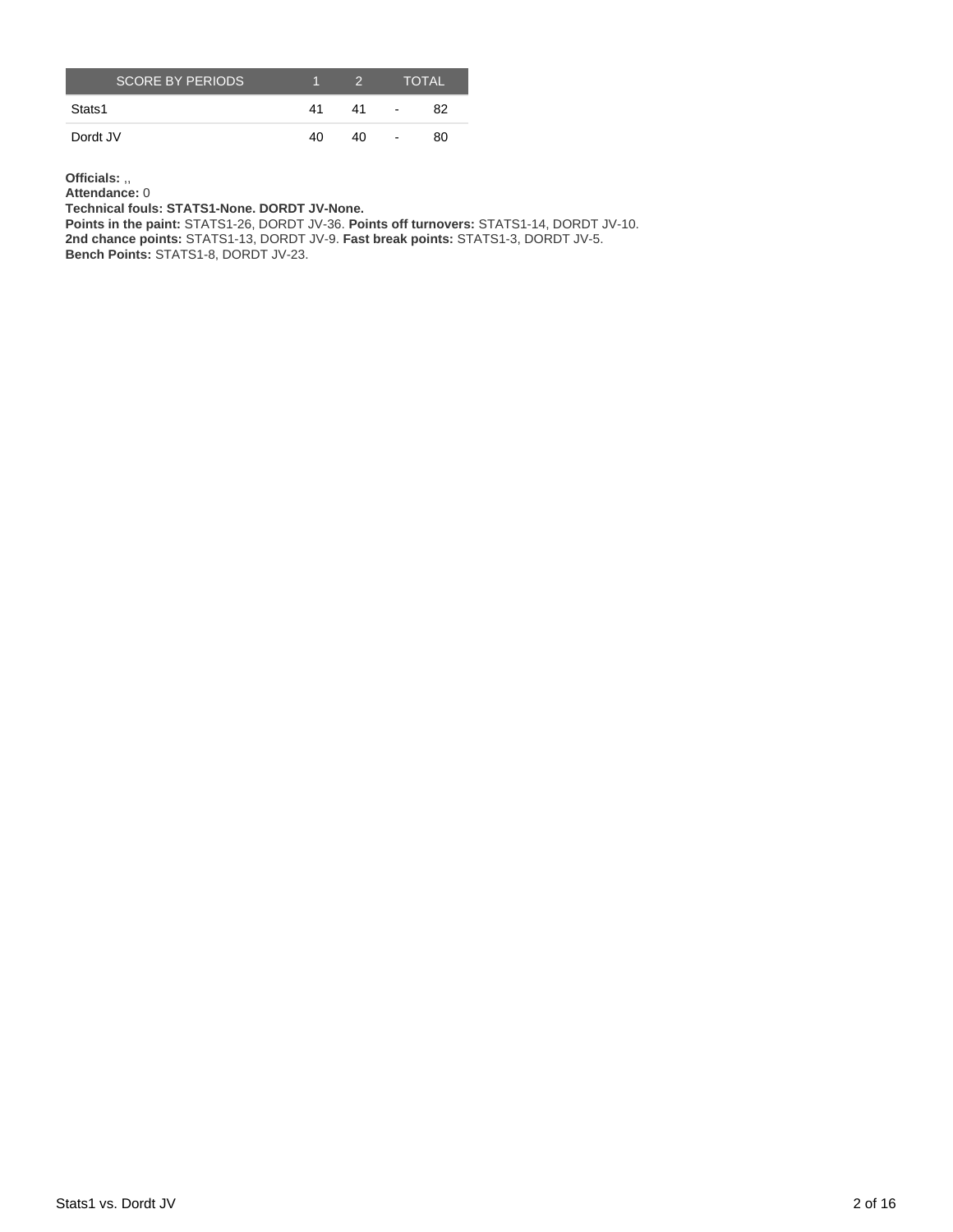| SCORE BY PERIODS | 1 | 2 | | TOTAL |
|---|---|---|---|---|
| Stats1 | 41 | 41 | - | 82 |
| Dordt JV | 40 | 40 | - | 80 |

**Officials:** ,,
**Attendance:** 0
**Technical fouls: STATS1-None. DORDT JV-None.**
**Points in the paint:** STATS1-26, DORDT JV-36. **Points off turnovers:** STATS1-14, DORDT JV-10.
**2nd chance points:** STATS1-13, DORDT JV-9. **Fast break points:** STATS1-3, DORDT JV-5.
**Bench Points:** STATS1-8, DORDT JV-23.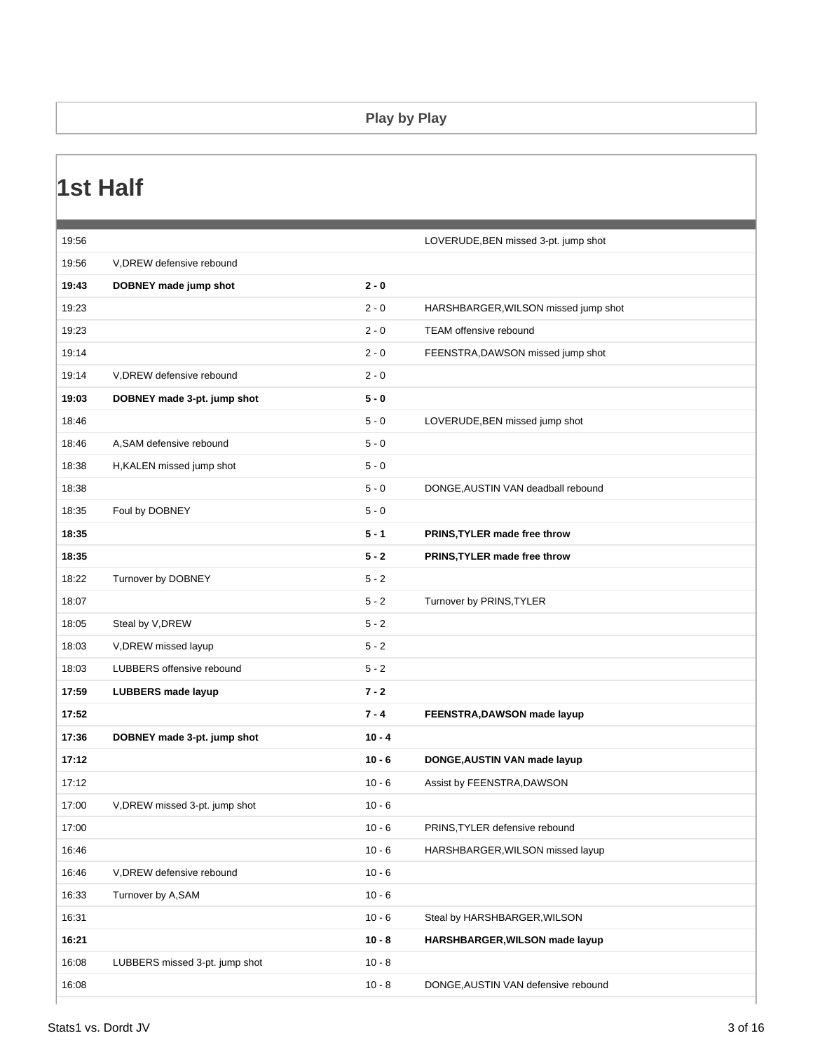## Play by Play

# 1st Half

| Time | Home | Score | Visitor |
|---|---|---|---|
| 19:56 | | | LOVERUDE,BEN missed 3-pt. jump shot |
| 19:56 | V,DREW defensive rebound | | |
| **19:43** | **DOBNEY made jump shot** | **2 - 0** | |
| 19:23 | | 2 - 0 | HARSHBARGER,WILSON missed jump shot |
| 19:23 | | 2 - 0 | TEAM offensive rebound |
| 19:14 | | 2 - 0 | FEENSTRA,DAWSON missed jump shot |
| 19:14 | V,DREW defensive rebound | 2 - 0 | |
| **19:03** | **DOBNEY made 3-pt. jump shot** | **5 - 0** | |
| 18:46 | | 5 - 0 | LOVERUDE,BEN missed jump shot |
| 18:46 | A,SAM defensive rebound | 5 - 0 | |
| 18:38 | H,KALEN missed jump shot | 5 - 0 | |
| 18:38 | | 5 - 0 | DONGE,AUSTIN VAN deadball rebound |
| 18:35 | Foul by DOBNEY | 5 - 0 | |
| **18:35** | | **5 - 1** | **PRINS,TYLER made free throw** |
| **18:35** | | **5 - 2** | **PRINS,TYLER made free throw** |
| 18:22 | Turnover by DOBNEY | 5 - 2 | |
| 18:07 | | 5 - 2 | Turnover by PRINS,TYLER |
| 18:05 | Steal by V,DREW | 5 - 2 | |
| 18:03 | V,DREW missed layup | 5 - 2 | |
| 18:03 | LUBBERS offensive rebound | 5 - 2 | |
| **17:59** | **LUBBERS made layup** | **7 - 2** | |
| **17:52** | | **7 - 4** | **FEENSTRA,DAWSON made layup** |
| **17:36** | **DOBNEY made 3-pt. jump shot** | **10 - 4** | |
| **17:12** | | **10 - 6** | **DONGE,AUSTIN VAN made layup** |
| 17:12 | | 10 - 6 | Assist by FEENSTRA,DAWSON |
| 17:00 | V,DREW missed 3-pt. jump shot | 10 - 6 | |
| 17:00 | | 10 - 6 | PRINS,TYLER defensive rebound |
| 16:46 | | 10 - 6 | HARSHBARGER,WILSON missed layup |
| 16:46 | V,DREW defensive rebound | 10 - 6 | |
| 16:33 | Turnover by A,SAM | 10 - 6 | |
| 16:31 | | 10 - 6 | Steal by HARSHBARGER,WILSON |
| **16:21** | | **10 - 8** | **HARSHBARGER,WILSON made layup** |
| 16:08 | LUBBERS missed 3-pt. jump shot | 10 - 8 | |
| 16:08 | | 10 - 8 | DONGE,AUSTIN VAN defensive rebound |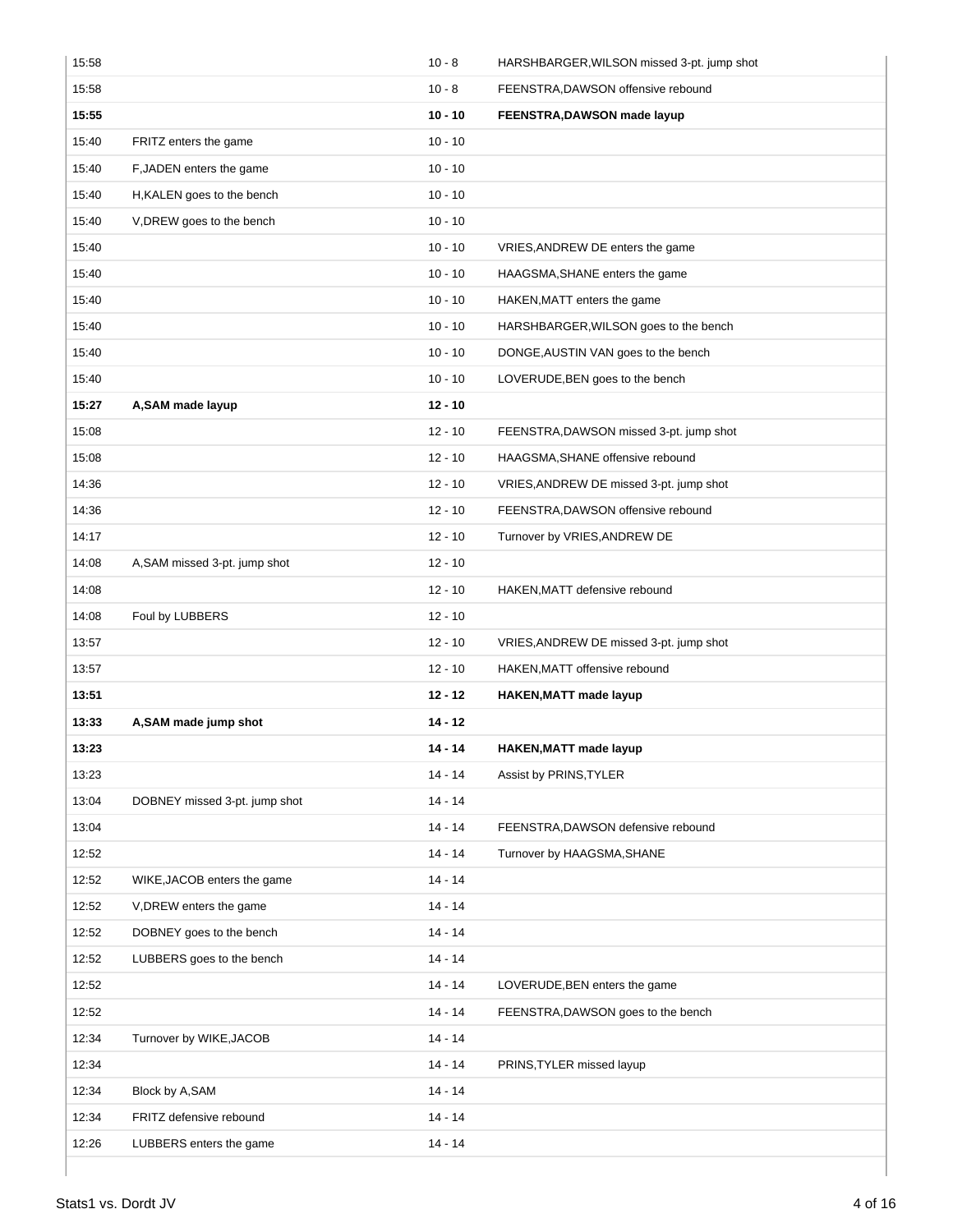| Time | Home | Score | Visitor |
|---|---|---|---|
| 15:58 | | 10 - 8 | HARSHBARGER,WILSON missed 3-pt. jump shot |
| 15:58 | | 10 - 8 | FEENSTRA,DAWSON offensive rebound |
| **15:55** | | **10 - 10** | **FEENSTRA,DAWSON made layup** |
| 15:40 | FRITZ enters the game | 10 - 10 | |
| 15:40 | F,JADEN enters the game | 10 - 10 | |
| 15:40 | H,KALEN goes to the bench | 10 - 10 | |
| 15:40 | V,DREW goes to the bench | 10 - 10 | |
| 15:40 | | 10 - 10 | VRIES,ANDREW DE enters the game |
| 15:40 | | 10 - 10 | HAAGSMA,SHANE enters the game |
| 15:40 | | 10 - 10 | HAKEN,MATT enters the game |
| 15:40 | | 10 - 10 | HARSHBARGER,WILSON goes to the bench |
| 15:40 | | 10 - 10 | DONGE,AUSTIN VAN goes to the bench |
| 15:40 | | 10 - 10 | LOVERUDE,BEN goes to the bench |
| **15:27** | **A,SAM made layup** | **12 - 10** | |
| 15:08 | | 12 - 10 | FEENSTRA,DAWSON missed 3-pt. jump shot |
| 15:08 | | 12 - 10 | HAAGSMA,SHANE offensive rebound |
| 14:36 | | 12 - 10 | VRIES,ANDREW DE missed 3-pt. jump shot |
| 14:36 | | 12 - 10 | FEENSTRA,DAWSON offensive rebound |
| 14:17 | | 12 - 10 | Turnover by VRIES,ANDREW DE |
| 14:08 | A,SAM missed 3-pt. jump shot | 12 - 10 | |
| 14:08 | | 12 - 10 | HAKEN,MATT defensive rebound |
| 14:08 | Foul by LUBBERS | 12 - 10 | |
| 13:57 | | 12 - 10 | VRIES,ANDREW DE missed 3-pt. jump shot |
| 13:57 | | 12 - 10 | HAKEN,MATT offensive rebound |
| **13:51** | | **12 - 12** | **HAKEN,MATT made layup** |
| **13:33** | **A,SAM made jump shot** | **14 - 12** | |
| **13:23** | | **14 - 14** | **HAKEN,MATT made layup** |
| 13:23 | | 14 - 14 | Assist by PRINS,TYLER |
| 13:04 | DOBNEY missed 3-pt. jump shot | 14 - 14 | |
| 13:04 | | 14 - 14 | FEENSTRA,DAWSON defensive rebound |
| 12:52 | | 14 - 14 | Turnover by HAAGSMA,SHANE |
| 12:52 | WIKE,JACOB enters the game | 14 - 14 | |
| 12:52 | V,DREW enters the game | 14 - 14 | |
| 12:52 | DOBNEY goes to the bench | 14 - 14 | |
| 12:52 | LUBBERS goes to the bench | 14 - 14 | |
| 12:52 | | 14 - 14 | LOVERUDE,BEN enters the game |
| 12:52 | | 14 - 14 | FEENSTRA,DAWSON goes to the bench |
| 12:34 | Turnover by WIKE,JACOB | 14 - 14 | |
| 12:34 | | 14 - 14 | PRINS,TYLER missed layup |
| 12:34 | Block by A,SAM | 14 - 14 | |
| 12:34 | FRITZ defensive rebound | 14 - 14 | |
| 12:26 | LUBBERS enters the game | 14 - 14 | |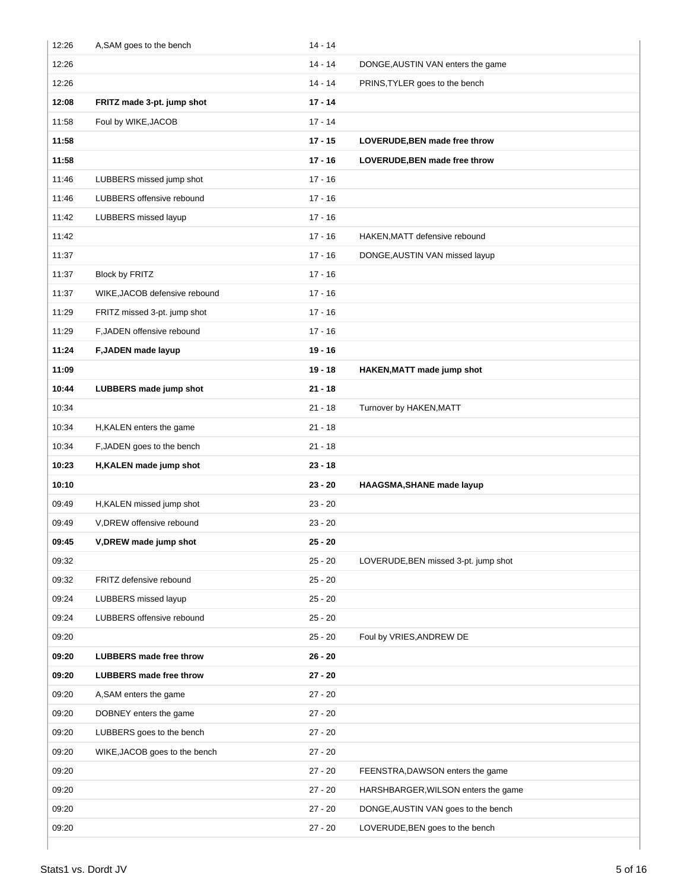| Time | Home | Score | Visitor |
|---|---|---|---|
| 12:26 | A,SAM goes to the bench | 14 - 14 | |
| 12:26 | | 14 - 14 | DONGE,AUSTIN VAN enters the game |
| 12:26 | | 14 - 14 | PRINS,TYLER goes to the bench |
| **12:08** | **FRITZ made 3-pt. jump shot** | **17 - 14** | |
| 11:58 | Foul by WIKE,JACOB | 17 - 14 | |
| **11:58** | | **17 - 15** | **LOVERUDE,BEN made free throw** |
| **11:58** | | **17 - 16** | **LOVERUDE,BEN made free throw** |
| 11:46 | LUBBERS missed jump shot | 17 - 16 | |
| 11:46 | LUBBERS offensive rebound | 17 - 16 | |
| 11:42 | LUBBERS missed layup | 17 - 16 | |
| 11:42 | | 17 - 16 | HAKEN,MATT defensive rebound |
| 11:37 | | 17 - 16 | DONGE,AUSTIN VAN missed layup |
| 11:37 | Block by FRITZ | 17 - 16 | |
| 11:37 | WIKE,JACOB defensive rebound | 17 - 16 | |
| 11:29 | FRITZ missed 3-pt. jump shot | 17 - 16 | |
| 11:29 | F,JADEN offensive rebound | 17 - 16 | |
| **11:24** | **F,JADEN made layup** | **19 - 16** | |
| **11:09** | | **19 - 18** | **HAKEN,MATT made jump shot** |
| **10:44** | **LUBBERS made jump shot** | **21 - 18** | |
| 10:34 | | 21 - 18 | Turnover by HAKEN,MATT |
| 10:34 | H,KALEN enters the game | 21 - 18 | |
| 10:34 | F,JADEN goes to the bench | 21 - 18 | |
| **10:23** | **H,KALEN made jump shot** | **23 - 18** | |
| **10:10** | | **23 - 20** | **HAAGSMA,SHANE made layup** |
| 09:49 | H,KALEN missed jump shot | 23 - 20 | |
| 09:49 | V,DREW offensive rebound | 23 - 20 | |
| **09:45** | **V,DREW made jump shot** | **25 - 20** | |
| 09:32 | | 25 - 20 | LOVERUDE,BEN missed 3-pt. jump shot |
| 09:32 | FRITZ defensive rebound | 25 - 20 | |
| 09:24 | LUBBERS missed layup | 25 - 20 | |
| 09:24 | LUBBERS offensive rebound | 25 - 20 | |
| 09:20 | | 25 - 20 | Foul by VRIES,ANDREW DE |
| **09:20** | **LUBBERS made free throw** | **26 - 20** | |
| **09:20** | **LUBBERS made free throw** | **27 - 20** | |
| 09:20 | A,SAM enters the game | 27 - 20 | |
| 09:20 | DOBNEY enters the game | 27 - 20 | |
| 09:20 | LUBBERS goes to the bench | 27 - 20 | |
| 09:20 | WIKE,JACOB goes to the bench | 27 - 20 | |
| 09:20 | | 27 - 20 | FEENSTRA,DAWSON enters the game |
| 09:20 | | 27 - 20 | HARSHBARGER,WILSON enters the game |
| 09:20 | | 27 - 20 | DONGE,AUSTIN VAN goes to the bench |
| 09:20 | | 27 - 20 | LOVERUDE,BEN goes to the bench |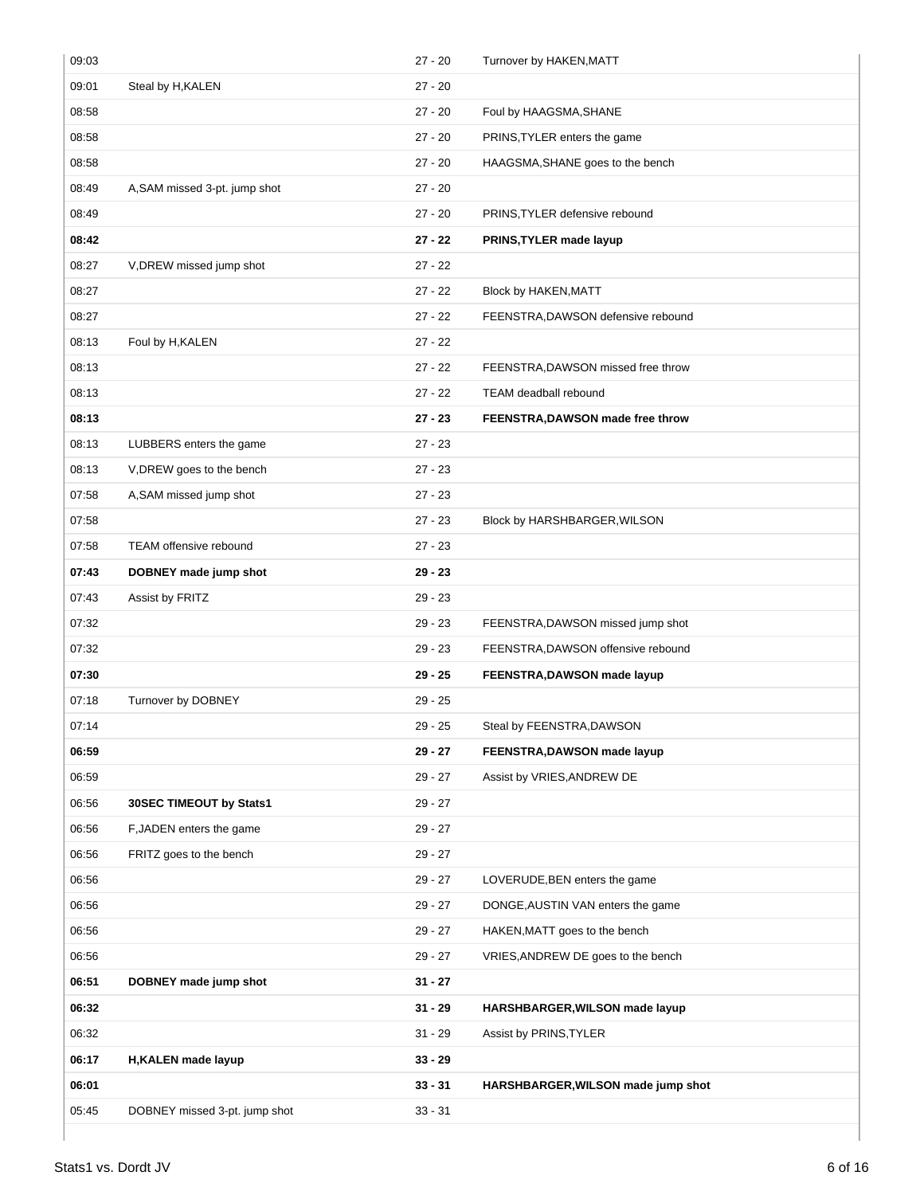| | | | |
|---|---|---|---|
| 09:03 | | 27 - 20 | Turnover by HAKEN,MATT |
| 09:01 | Steal by H,KALEN | 27 - 20 | |
| 08:58 | | 27 - 20 | Foul by HAAGSMA,SHANE |
| 08:58 | | 27 - 20 | PRINS,TYLER enters the game |
| 08:58 | | 27 - 20 | HAAGSMA,SHANE goes to the bench |
| 08:49 | A,SAM missed 3-pt. jump shot | 27 - 20 | |
| 08:49 | | 27 - 20 | PRINS,TYLER defensive rebound |
| **08:42** | | **27 - 22** | **PRINS,TYLER made layup** |
| 08:27 | V,DREW missed jump shot | 27 - 22 | |
| 08:27 | | 27 - 22 | Block by HAKEN,MATT |
| 08:27 | | 27 - 22 | FEENSTRA,DAWSON defensive rebound |
| 08:13 | Foul by H,KALEN | 27 - 22 | |
| 08:13 | | 27 - 22 | FEENSTRA,DAWSON missed free throw |
| 08:13 | | 27 - 22 | TEAM deadball rebound |
| **08:13** | | **27 - 23** | **FEENSTRA,DAWSON made free throw** |
| 08:13 | LUBBERS enters the game | 27 - 23 | |
| 08:13 | V,DREW goes to the bench | 27 - 23 | |
| 07:58 | A,SAM missed jump shot | 27 - 23 | |
| 07:58 | | 27 - 23 | Block by HARSHBARGER,WILSON |
| 07:58 | TEAM offensive rebound | 27 - 23 | |
| **07:43** | **DOBNEY made jump shot** | **29 - 23** | |
| 07:43 | Assist by FRITZ | 29 - 23 | |
| 07:32 | | 29 - 23 | FEENSTRA,DAWSON missed jump shot |
| 07:32 | | 29 - 23 | FEENSTRA,DAWSON offensive rebound |
| **07:30** | | **29 - 25** | **FEENSTRA,DAWSON made layup** |
| 07:18 | Turnover by DOBNEY | 29 - 25 | |
| 07:14 | | 29 - 25 | Steal by FEENSTRA,DAWSON |
| **06:59** | | **29 - 27** | **FEENSTRA,DAWSON made layup** |
| 06:59 | | 29 - 27 | Assist by VRIES,ANDREW DE |
| 06:56 | **30SEC TIMEOUT by Stats1** | 29 - 27 | |
| 06:56 | F,JADEN enters the game | 29 - 27 | |
| 06:56 | FRITZ goes to the bench | 29 - 27 | |
| 06:56 | | 29 - 27 | LOVERUDE,BEN enters the game |
| 06:56 | | 29 - 27 | DONGE,AUSTIN VAN enters the game |
| 06:56 | | 29 - 27 | HAKEN,MATT goes to the bench |
| 06:56 | | 29 - 27 | VRIES,ANDREW DE goes to the bench |
| **06:51** | **DOBNEY made jump shot** | **31 - 27** | |
| **06:32** | | **31 - 29** | **HARSHBARGER,WILSON made layup** |
| 06:32 | | 31 - 29 | Assist by PRINS,TYLER |
| **06:17** | **H,KALEN made layup** | **33 - 29** | |
| **06:01** | | **33 - 31** | **HARSHBARGER,WILSON made jump shot** |
| 05:45 | DOBNEY missed 3-pt. jump shot | 33 - 31 | |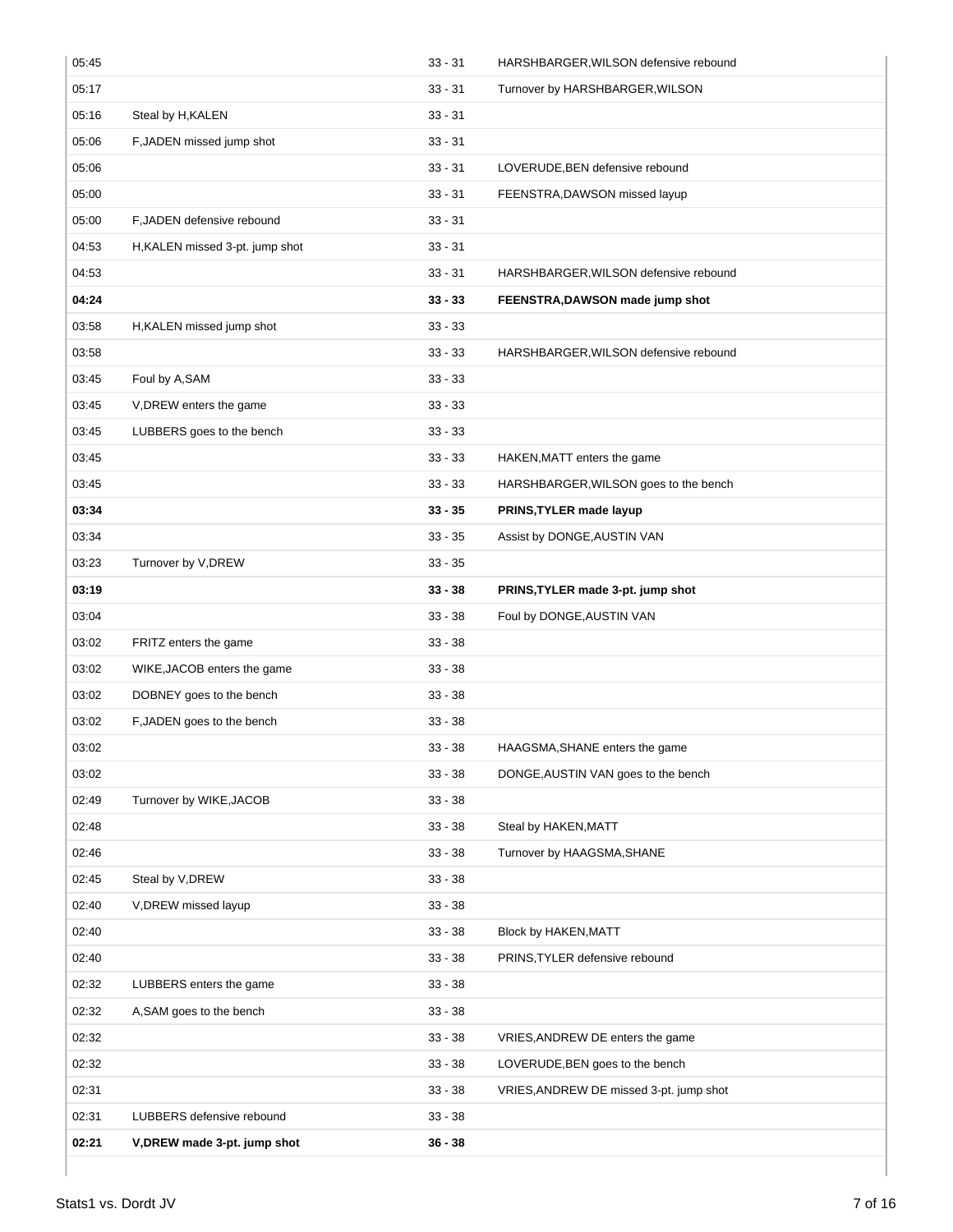| | | | |
|---|---|---|---|
| 05:45 | | 33 - 31 | HARSHBARGER,WILSON defensive rebound |
| 05:17 | | 33 - 31 | Turnover by HARSHBARGER,WILSON |
| 05:16 | Steal by H,KALEN | 33 - 31 | |
| 05:06 | F,JADEN missed jump shot | 33 - 31 | |
| 05:06 | | 33 - 31 | LOVERUDE,BEN defensive rebound |
| 05:00 | | 33 - 31 | FEENSTRA,DAWSON missed layup |
| 05:00 | F,JADEN defensive rebound | 33 - 31 | |
| 04:53 | H,KALEN missed 3-pt. jump shot | 33 - 31 | |
| 04:53 | | 33 - 31 | HARSHBARGER,WILSON defensive rebound |
| **04:24** | | **33 - 33** | **FEENSTRA,DAWSON made jump shot** |
| 03:58 | H,KALEN missed jump shot | 33 - 33 | |
| 03:58 | | 33 - 33 | HARSHBARGER,WILSON defensive rebound |
| 03:45 | Foul by A,SAM | 33 - 33 | |
| 03:45 | V,DREW enters the game | 33 - 33 | |
| 03:45 | LUBBERS goes to the bench | 33 - 33 | |
| 03:45 | | 33 - 33 | HAKEN,MATT enters the game |
| 03:45 | | 33 - 33 | HARSHBARGER,WILSON goes to the bench |
| **03:34** | | **33 - 35** | **PRINS,TYLER made layup** |
| 03:34 | | 33 - 35 | Assist by DONGE,AUSTIN VAN |
| 03:23 | Turnover by V,DREW | 33 - 35 | |
| **03:19** | | **33 - 38** | **PRINS,TYLER made 3-pt. jump shot** |
| 03:04 | | 33 - 38 | Foul by DONGE,AUSTIN VAN |
| 03:02 | FRITZ enters the game | 33 - 38 | |
| 03:02 | WIKE,JACOB enters the game | 33 - 38 | |
| 03:02 | DOBNEY goes to the bench | 33 - 38 | |
| 03:02 | F,JADEN goes to the bench | 33 - 38 | |
| 03:02 | | 33 - 38 | HAAGSMA,SHANE enters the game |
| 03:02 | | 33 - 38 | DONGE,AUSTIN VAN goes to the bench |
| 02:49 | Turnover by WIKE,JACOB | 33 - 38 | |
| 02:48 | | 33 - 38 | Steal by HAKEN,MATT |
| 02:46 | | 33 - 38 | Turnover by HAAGSMA,SHANE |
| 02:45 | Steal by V,DREW | 33 - 38 | |
| 02:40 | V,DREW missed layup | 33 - 38 | |
| 02:40 | | 33 - 38 | Block by HAKEN,MATT |
| 02:40 | | 33 - 38 | PRINS,TYLER defensive rebound |
| 02:32 | LUBBERS enters the game | 33 - 38 | |
| 02:32 | A,SAM goes to the bench | 33 - 38 | |
| 02:32 | | 33 - 38 | VRIES,ANDREW DE enters the game |
| 02:32 | | 33 - 38 | LOVERUDE,BEN goes to the bench |
| 02:31 | | 33 - 38 | VRIES,ANDREW DE missed 3-pt. jump shot |
| 02:31 | LUBBERS defensive rebound | 33 - 38 | |
| **02:21** | **V,DREW made 3-pt. jump shot** | **36 - 38** | |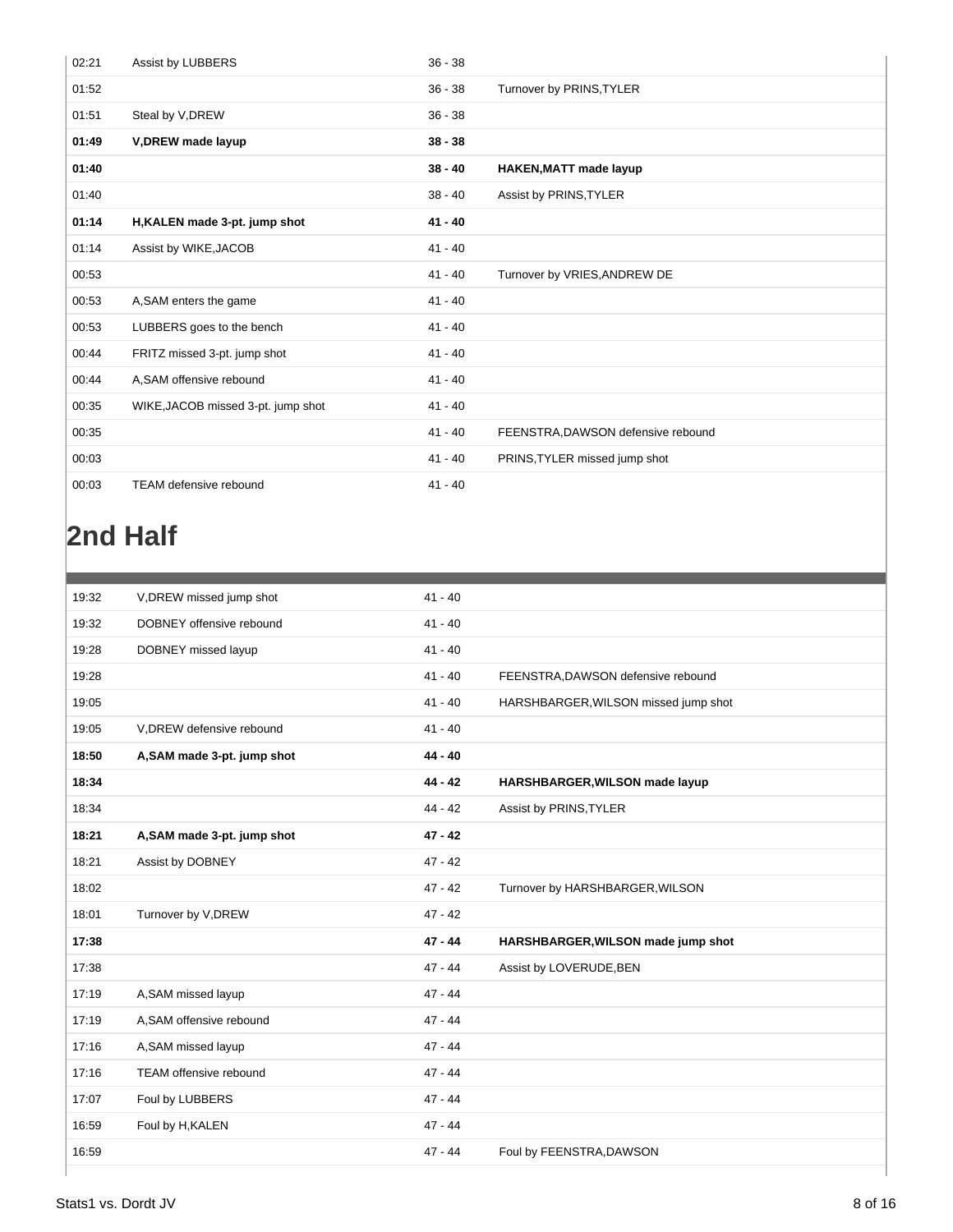| | | | |
|---|---|---|---|
| 02:21 | Assist by LUBBERS | 36 - 38 | |
| 01:52 | | 36 - 38 | Turnover by PRINS,TYLER |
| 01:51 | Steal by V,DREW | 36 - 38 | |
| **01:49** | **V,DREW made layup** | **38 - 38** | |
| **01:40** | | **38 - 40** | **HAKEN,MATT made layup** |
| 01:40 | | 38 - 40 | Assist by PRINS,TYLER |
| **01:14** | **H,KALEN made 3-pt. jump shot** | **41 - 40** | |
| 01:14 | Assist by WIKE,JACOB | 41 - 40 | |
| 00:53 | | 41 - 40 | Turnover by VRIES,ANDREW DE |
| 00:53 | A,SAM enters the game | 41 - 40 | |
| 00:53 | LUBBERS goes to the bench | 41 - 40 | |
| 00:44 | FRITZ missed 3-pt. jump shot | 41 - 40 | |
| 00:44 | A,SAM offensive rebound | 41 - 40 | |
| 00:35 | WIKE,JACOB missed 3-pt. jump shot | 41 - 40 | |
| 00:35 | | 41 - 40 | FEENSTRA,DAWSON defensive rebound |
| 00:03 | | 41 - 40 | PRINS,TYLER missed jump shot |
| 00:03 | TEAM defensive rebound | 41 - 40 | |

## 2nd Half

| | | | |
|---|---|---|---|
| 19:32 | V,DREW missed jump shot | 41 - 40 | |
| 19:32 | DOBNEY offensive rebound | 41 - 40 | |
| 19:28 | DOBNEY missed layup | 41 - 40 | |
| 19:28 | | 41 - 40 | FEENSTRA,DAWSON defensive rebound |
| 19:05 | | 41 - 40 | HARSHBARGER,WILSON missed jump shot |
| 19:05 | V,DREW defensive rebound | 41 - 40 | |
| **18:50** | **A,SAM made 3-pt. jump shot** | **44 - 40** | |
| **18:34** | | **44 - 42** | **HARSHBARGER,WILSON made layup** |
| 18:34 | | 44 - 42 | Assist by PRINS,TYLER |
| **18:21** | **A,SAM made 3-pt. jump shot** | **47 - 42** | |
| 18:21 | Assist by DOBNEY | 47 - 42 | |
| 18:02 | | 47 - 42 | Turnover by HARSHBARGER,WILSON |
| 18:01 | Turnover by V,DREW | 47 - 42 | |
| **17:38** | | **47 - 44** | **HARSHBARGER,WILSON made jump shot** |
| 17:38 | | 47 - 44 | Assist by LOVERUDE,BEN |
| 17:19 | A,SAM missed layup | 47 - 44 | |
| 17:19 | A,SAM offensive rebound | 47 - 44 | |
| 17:16 | A,SAM missed layup | 47 - 44 | |
| 17:16 | TEAM offensive rebound | 47 - 44 | |
| 17:07 | Foul by LUBBERS | 47 - 44 | |
| 16:59 | Foul by H,KALEN | 47 - 44 | |
| 16:59 | | 47 - 44 | Foul by FEENSTRA,DAWSON |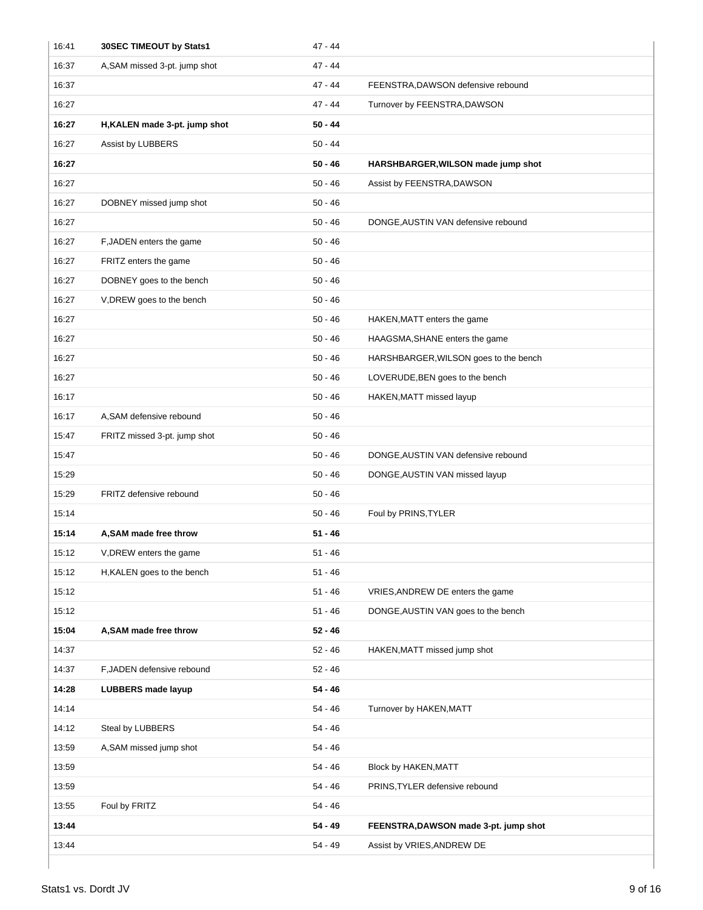| | | | |
|---|---|---|---|
| 16:41 | **30SEC TIMEOUT by Stats1** | 47 - 44 | |
| 16:37 | A,SAM missed 3-pt. jump shot | 47 - 44 | |
| 16:37 | | 47 - 44 | FEENSTRA,DAWSON defensive rebound |
| 16:27 | | 47 - 44 | Turnover by FEENSTRA,DAWSON |
| **16:27** | **H,KALEN made 3-pt. jump shot** | **50 - 44** | |
| 16:27 | Assist by LUBBERS | 50 - 44 | |
| **16:27** | | **50 - 46** | **HARSHBARGER,WILSON made jump shot** |
| 16:27 | | 50 - 46 | Assist by FEENSTRA,DAWSON |
| 16:27 | DOBNEY missed jump shot | 50 - 46 | |
| 16:27 | | 50 - 46 | DONGE,AUSTIN VAN defensive rebound |
| 16:27 | F,JADEN enters the game | 50 - 46 | |
| 16:27 | FRITZ enters the game | 50 - 46 | |
| 16:27 | DOBNEY goes to the bench | 50 - 46 | |
| 16:27 | V,DREW goes to the bench | 50 - 46 | |
| 16:27 | | 50 - 46 | HAKEN,MATT enters the game |
| 16:27 | | 50 - 46 | HAAGSMA,SHANE enters the game |
| 16:27 | | 50 - 46 | HARSHBARGER,WILSON goes to the bench |
| 16:27 | | 50 - 46 | LOVERUDE,BEN goes to the bench |
| 16:17 | | 50 - 46 | HAKEN,MATT missed layup |
| 16:17 | A,SAM defensive rebound | 50 - 46 | |
| 15:47 | FRITZ missed 3-pt. jump shot | 50 - 46 | |
| 15:47 | | 50 - 46 | DONGE,AUSTIN VAN defensive rebound |
| 15:29 | | 50 - 46 | DONGE,AUSTIN VAN missed layup |
| 15:29 | FRITZ defensive rebound | 50 - 46 | |
| 15:14 | | 50 - 46 | Foul by PRINS,TYLER |
| **15:14** | **A,SAM made free throw** | **51 - 46** | |
| 15:12 | V,DREW enters the game | 51 - 46 | |
| 15:12 | H,KALEN goes to the bench | 51 - 46 | |
| 15:12 | | 51 - 46 | VRIES,ANDREW DE enters the game |
| 15:12 | | 51 - 46 | DONGE,AUSTIN VAN goes to the bench |
| **15:04** | **A,SAM made free throw** | **52 - 46** | |
| 14:37 | | 52 - 46 | HAKEN,MATT missed jump shot |
| 14:37 | F,JADEN defensive rebound | 52 - 46 | |
| **14:28** | **LUBBERS made layup** | **54 - 46** | |
| 14:14 | | 54 - 46 | Turnover by HAKEN,MATT |
| 14:12 | Steal by LUBBERS | 54 - 46 | |
| 13:59 | A,SAM missed jump shot | 54 - 46 | |
| 13:59 | | 54 - 46 | Block by HAKEN,MATT |
| 13:59 | | 54 - 46 | PRINS,TYLER defensive rebound |
| 13:55 | Foul by FRITZ | 54 - 46 | |
| **13:44** | | **54 - 49** | **FEENSTRA,DAWSON made 3-pt. jump shot** |
| 13:44 | | 54 - 49 | Assist by VRIES,ANDREW DE |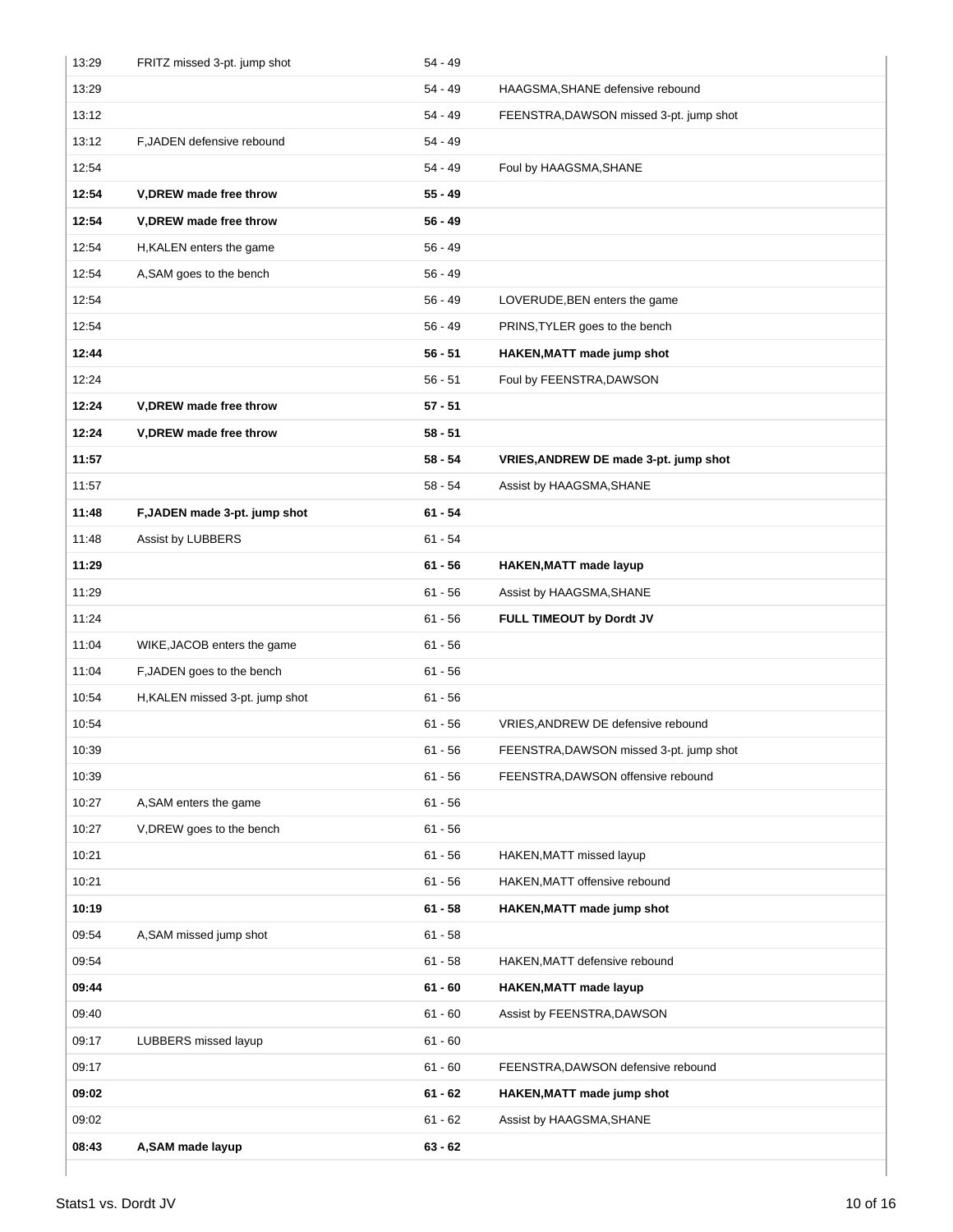| | | | |
|---|---|---|---|
| 13:29 | FRITZ missed 3-pt. jump shot | 54 - 49 | |
| 13:29 | | 54 - 49 | HAAGSMA,SHANE defensive rebound |
| 13:12 | | 54 - 49 | FEENSTRA,DAWSON missed 3-pt. jump shot |
| 13:12 | F,JADEN defensive rebound | 54 - 49 | |
| 12:54 | | 54 - 49 | Foul by HAAGSMA,SHANE |
| **12:54** | **V,DREW made free throw** | **55 - 49** | |
| **12:54** | **V,DREW made free throw** | **56 - 49** | |
| 12:54 | H,KALEN enters the game | 56 - 49 | |
| 12:54 | A,SAM goes to the bench | 56 - 49 | |
| 12:54 | | 56 - 49 | LOVERUDE,BEN enters the game |
| 12:54 | | 56 - 49 | PRINS,TYLER goes to the bench |
| **12:44** | | **56 - 51** | **HAKEN,MATT made jump shot** |
| 12:24 | | 56 - 51 | Foul by FEENSTRA,DAWSON |
| **12:24** | **V,DREW made free throw** | **57 - 51** | |
| **12:24** | **V,DREW made free throw** | **58 - 51** | |
| **11:57** | | **58 - 54** | **VRIES,ANDREW DE made 3-pt. jump shot** |
| 11:57 | | 58 - 54 | Assist by HAAGSMA,SHANE |
| **11:48** | **F,JADEN made 3-pt. jump shot** | **61 - 54** | |
| 11:48 | Assist by LUBBERS | 61 - 54 | |
| **11:29** | | **61 - 56** | **HAKEN,MATT made layup** |
| 11:29 | | 61 - 56 | Assist by HAAGSMA,SHANE |
| 11:24 | | 61 - 56 | **FULL TIMEOUT by Dordt JV** |
| 11:04 | WIKE,JACOB enters the game | 61 - 56 | |
| 11:04 | F,JADEN goes to the bench | 61 - 56 | |
| 10:54 | H,KALEN missed 3-pt. jump shot | 61 - 56 | |
| 10:54 | | 61 - 56 | VRIES,ANDREW DE defensive rebound |
| 10:39 | | 61 - 56 | FEENSTRA,DAWSON missed 3-pt. jump shot |
| 10:39 | | 61 - 56 | FEENSTRA,DAWSON offensive rebound |
| 10:27 | A,SAM enters the game | 61 - 56 | |
| 10:27 | V,DREW goes to the bench | 61 - 56 | |
| 10:21 | | 61 - 56 | HAKEN,MATT missed layup |
| 10:21 | | 61 - 56 | HAKEN,MATT offensive rebound |
| **10:19** | | **61 - 58** | **HAKEN,MATT made jump shot** |
| 09:54 | A,SAM missed jump shot | 61 - 58 | |
| 09:54 | | 61 - 58 | HAKEN,MATT defensive rebound |
| **09:44** | | **61 - 60** | **HAKEN,MATT made layup** |
| 09:40 | | 61 - 60 | Assist by FEENSTRA,DAWSON |
| 09:17 | LUBBERS missed layup | 61 - 60 | |
| 09:17 | | 61 - 60 | FEENSTRA,DAWSON defensive rebound |
| **09:02** | | **61 - 62** | **HAKEN,MATT made jump shot** |
| 09:02 | | 61 - 62 | Assist by HAAGSMA,SHANE |
| **08:43** | **A,SAM made layup** | **63 - 62** | |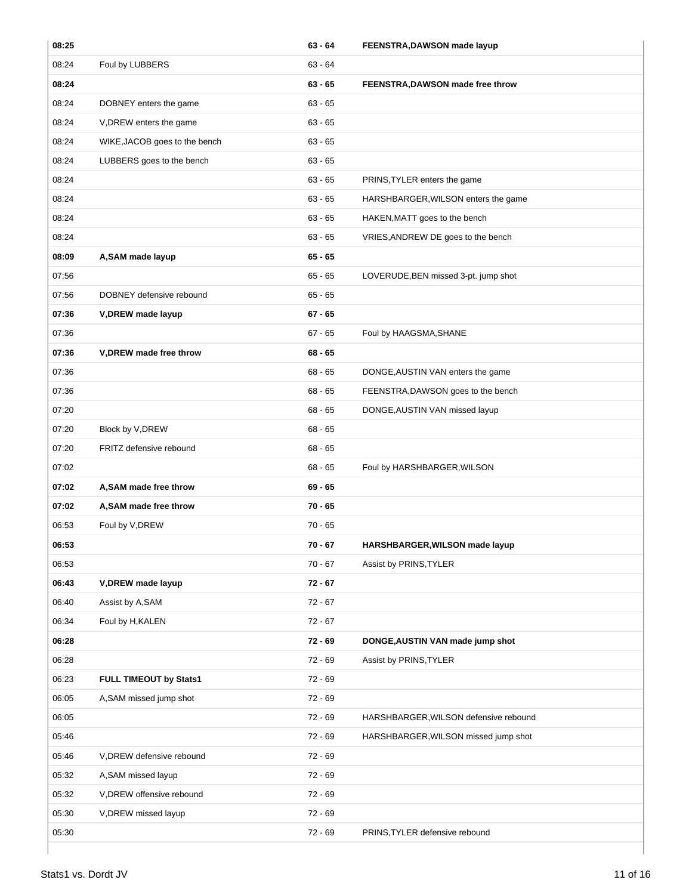| | | | |
|---|---|---|---|
| **08:25** | | **63 - 64** | **FEENSTRA,DAWSON made layup** |
| 08:24 | Foul by LUBBERS | 63 - 64 | |
| **08:24** | | **63 - 65** | **FEENSTRA,DAWSON made free throw** |
| 08:24 | DOBNEY enters the game | 63 - 65 | |
| 08:24 | V,DREW enters the game | 63 - 65 | |
| 08:24 | WIKE,JACOB goes to the bench | 63 - 65 | |
| 08:24 | LUBBERS goes to the bench | 63 - 65 | |
| 08:24 | | 63 - 65 | PRINS,TYLER enters the game |
| 08:24 | | 63 - 65 | HARSHBARGER,WILSON enters the game |
| 08:24 | | 63 - 65 | HAKEN,MATT goes to the bench |
| 08:24 | | 63 - 65 | VRIES,ANDREW DE goes to the bench |
| **08:09** | **A,SAM made layup** | **65 - 65** | |
| 07:56 | | 65 - 65 | LOVERUDE,BEN missed 3-pt. jump shot |
| 07:56 | DOBNEY defensive rebound | 65 - 65 | |
| **07:36** | **V,DREW made layup** | **67 - 65** | |
| 07:36 | | 67 - 65 | Foul by HAAGSMA,SHANE |
| **07:36** | **V,DREW made free throw** | **68 - 65** | |
| 07:36 | | 68 - 65 | DONGE,AUSTIN VAN enters the game |
| 07:36 | | 68 - 65 | FEENSTRA,DAWSON goes to the bench |
| 07:20 | | 68 - 65 | DONGE,AUSTIN VAN missed layup |
| 07:20 | Block by V,DREW | 68 - 65 | |
| 07:20 | FRITZ defensive rebound | 68 - 65 | |
| 07:02 | | 68 - 65 | Foul by HARSHBARGER,WILSON |
| **07:02** | **A,SAM made free throw** | **69 - 65** | |
| **07:02** | **A,SAM made free throw** | **70 - 65** | |
| 06:53 | Foul by V,DREW | 70 - 65 | |
| **06:53** | | **70 - 67** | **HARSHBARGER,WILSON made layup** |
| 06:53 | | 70 - 67 | Assist by PRINS,TYLER |
| **06:43** | **V,DREW made layup** | **72 - 67** | |
| 06:40 | Assist by A,SAM | 72 - 67 | |
| 06:34 | Foul by H,KALEN | 72 - 67 | |
| **06:28** | | **72 - 69** | **DONGE,AUSTIN VAN made jump shot** |
| 06:28 | | 72 - 69 | Assist by PRINS,TYLER |
| 06:23 | **FULL TIMEOUT by Stats1** | 72 - 69 | |
| 06:05 | A,SAM missed jump shot | 72 - 69 | |
| 06:05 | | 72 - 69 | HARSHBARGER,WILSON defensive rebound |
| 05:46 | | 72 - 69 | HARSHBARGER,WILSON missed jump shot |
| 05:46 | V,DREW defensive rebound | 72 - 69 | |
| 05:32 | A,SAM missed layup | 72 - 69 | |
| 05:32 | V,DREW offensive rebound | 72 - 69 | |
| 05:30 | V,DREW missed layup | 72 - 69 | |
| 05:30 | | 72 - 69 | PRINS,TYLER defensive rebound |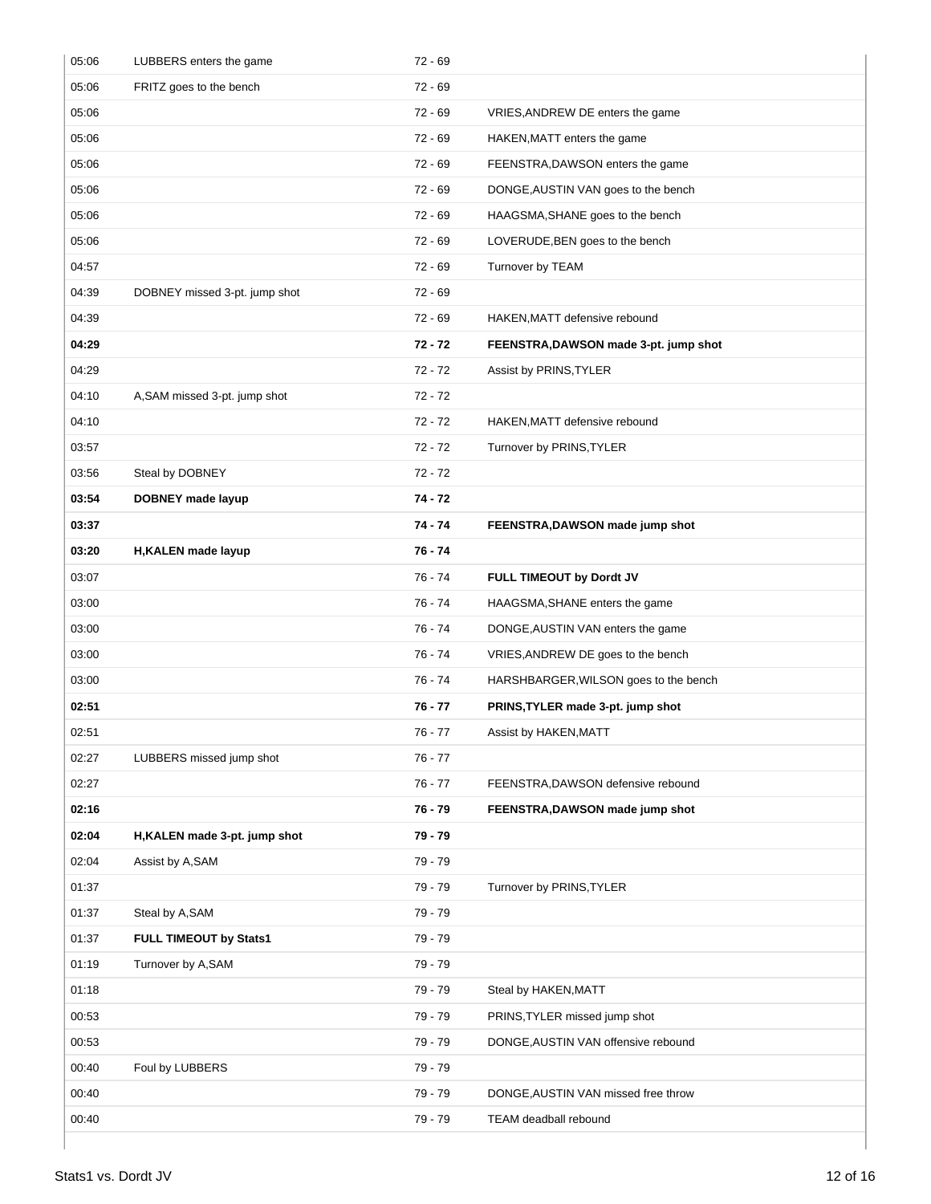| | | | |
|---|---|---|---|
| 05:06 | LUBBERS enters the game | 72 - 69 | |
| 05:06 | FRITZ goes to the bench | 72 - 69 | |
| 05:06 | | 72 - 69 | VRIES,ANDREW DE enters the game |
| 05:06 | | 72 - 69 | HAKEN,MATT enters the game |
| 05:06 | | 72 - 69 | FEENSTRA,DAWSON enters the game |
| 05:06 | | 72 - 69 | DONGE,AUSTIN VAN goes to the bench |
| 05:06 | | 72 - 69 | HAAGSMA,SHANE goes to the bench |
| 05:06 | | 72 - 69 | LOVERUDE,BEN goes to the bench |
| 04:57 | | 72 - 69 | Turnover by TEAM |
| 04:39 | DOBNEY missed 3-pt. jump shot | 72 - 69 | |
| 04:39 | | 72 - 69 | HAKEN,MATT defensive rebound |
| **04:29** | | **72 - 72** | **FEENSTRA,DAWSON made 3-pt. jump shot** |
| 04:29 | | 72 - 72 | Assist by PRINS,TYLER |
| 04:10 | A,SAM missed 3-pt. jump shot | 72 - 72 | |
| 04:10 | | 72 - 72 | HAKEN,MATT defensive rebound |
| 03:57 | | 72 - 72 | Turnover by PRINS,TYLER |
| 03:56 | Steal by DOBNEY | 72 - 72 | |
| **03:54** | **DOBNEY made layup** | **74 - 72** | |
| **03:37** | | **74 - 74** | **FEENSTRA,DAWSON made jump shot** |
| **03:20** | **H,KALEN made layup** | **76 - 74** | |
| 03:07 | | 76 - 74 | **FULL TIMEOUT by Dordt JV** |
| 03:00 | | 76 - 74 | HAAGSMA,SHANE enters the game |
| 03:00 | | 76 - 74 | DONGE,AUSTIN VAN enters the game |
| 03:00 | | 76 - 74 | VRIES,ANDREW DE goes to the bench |
| 03:00 | | 76 - 74 | HARSHBARGER,WILSON goes to the bench |
| **02:51** | | **76 - 77** | **PRINS,TYLER made 3-pt. jump shot** |
| 02:51 | | 76 - 77 | Assist by HAKEN,MATT |
| 02:27 | LUBBERS missed jump shot | 76 - 77 | |
| 02:27 | | 76 - 77 | FEENSTRA,DAWSON defensive rebound |
| **02:16** | | **76 - 79** | **FEENSTRA,DAWSON made jump shot** |
| **02:04** | **H,KALEN made 3-pt. jump shot** | **79 - 79** | |
| 02:04 | Assist by A,SAM | 79 - 79 | |
| 01:37 | | 79 - 79 | Turnover by PRINS,TYLER |
| 01:37 | Steal by A,SAM | 79 - 79 | |
| 01:37 | **FULL TIMEOUT by Stats1** | 79 - 79 | |
| 01:19 | Turnover by A,SAM | 79 - 79 | |
| 01:18 | | 79 - 79 | Steal by HAKEN,MATT |
| 00:53 | | 79 - 79 | PRINS,TYLER missed jump shot |
| 00:53 | | 79 - 79 | DONGE,AUSTIN VAN offensive rebound |
| 00:40 | Foul by LUBBERS | 79 - 79 | |
| 00:40 | | 79 - 79 | DONGE,AUSTIN VAN missed free throw |
| 00:40 | | 79 - 79 | TEAM deadball rebound |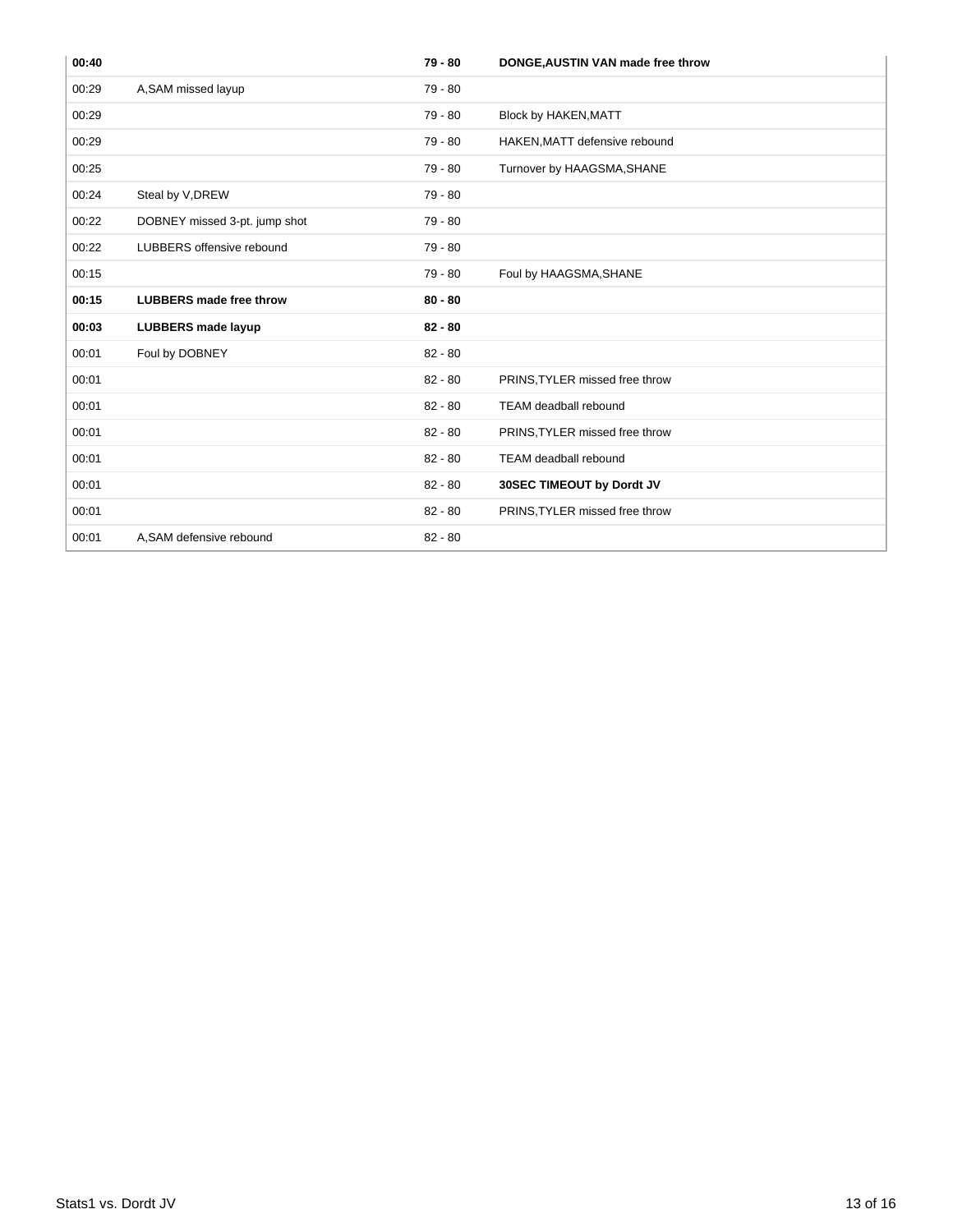| | | | |
|---|---|---|---|
| **00:40** | | **79 - 80** | **DONGE,AUSTIN VAN made free throw** |
| 00:29 | A,SAM missed layup | 79 - 80 | |
| 00:29 | | 79 - 80 | Block by HAKEN,MATT |
| 00:29 | | 79 - 80 | HAKEN,MATT defensive rebound |
| 00:25 | | 79 - 80 | Turnover by HAAGSMA,SHANE |
| 00:24 | Steal by V,DREW | 79 - 80 | |
| 00:22 | DOBNEY missed 3-pt. jump shot | 79 - 80 | |
| 00:22 | LUBBERS offensive rebound | 79 - 80 | |
| 00:15 | | 79 - 80 | Foul by HAAGSMA,SHANE |
| **00:15** | **LUBBERS made free throw** | **80 - 80** | |
| **00:03** | **LUBBERS made layup** | **82 - 80** | |
| 00:01 | Foul by DOBNEY | 82 - 80 | |
| 00:01 | | 82 - 80 | PRINS,TYLER missed free throw |
| 00:01 | | 82 - 80 | TEAM deadball rebound |
| 00:01 | | 82 - 80 | PRINS,TYLER missed free throw |
| 00:01 | | 82 - 80 | TEAM deadball rebound |
| 00:01 | | 82 - 80 | **30SEC TIMEOUT by Dordt JV** |
| 00:01 | | 82 - 80 | PRINS,TYLER missed free throw |
| 00:01 | A,SAM defensive rebound | 82 - 80 | |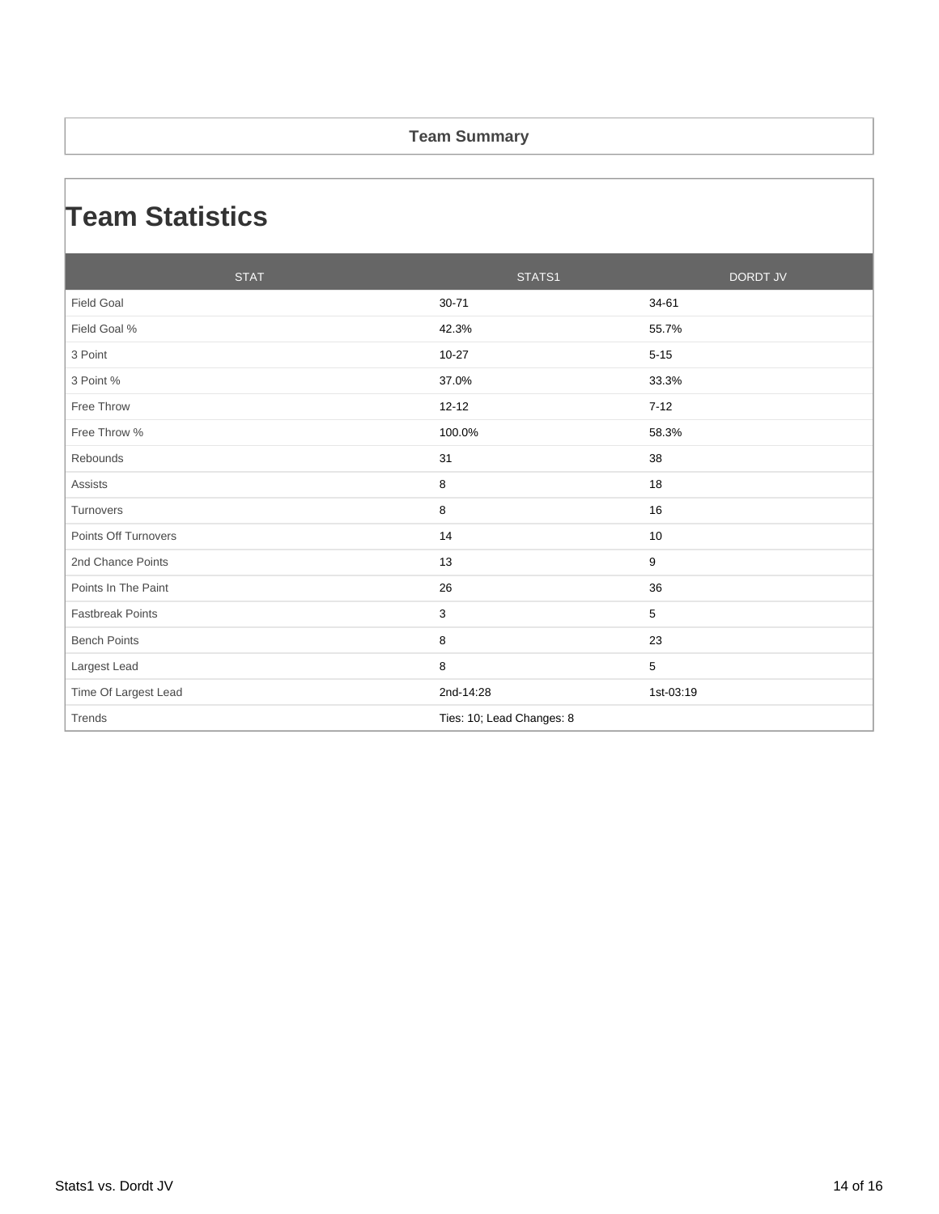**Team Summary**

# Team Statistics

| STAT | STATS1 | DORDT JV |
|---|---|---|
| Field Goal | 30-71 | 34-61 |
| Field Goal % | 42.3% | 55.7% |
| 3 Point | 10-27 | 5-15 |
| 3 Point % | 37.0% | 33.3% |
| Free Throw | 12-12 | 7-12 |
| Free Throw % | 100.0% | 58.3% |
| Rebounds | 31 | 38 |
| Assists | 8 | 18 |
| Turnovers | 8 | 16 |
| Points Off Turnovers | 14 | 10 |
| 2nd Chance Points | 13 | 9 |
| Points In The Paint | 26 | 36 |
| Fastbreak Points | 3 | 5 |
| Bench Points | 8 | 23 |
| Largest Lead | 8 | 5 |
| Time Of Largest Lead | 2nd-14:28 | 1st-03:19 |
| Trends | Ties: 10; Lead Changes: 8 | |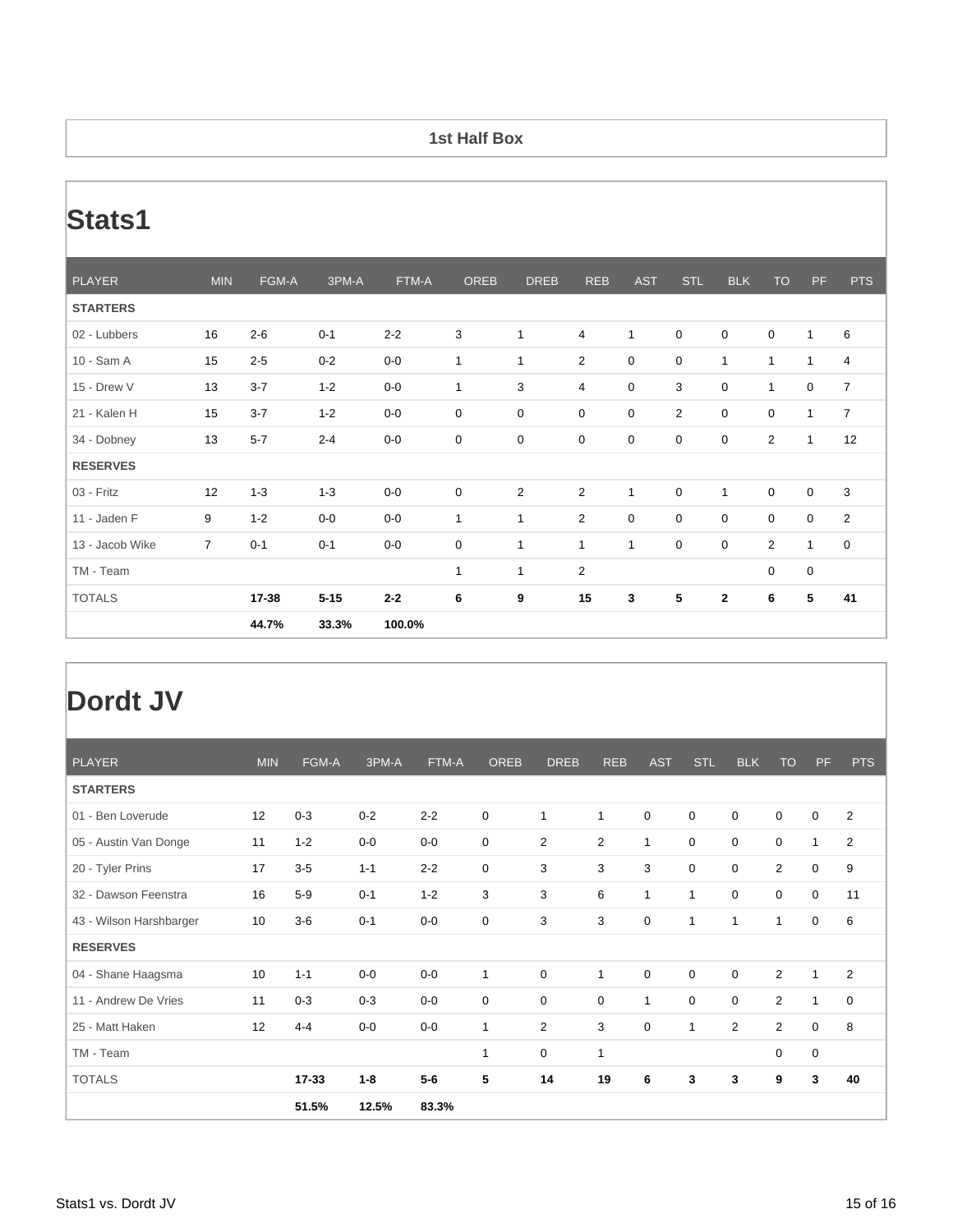### 1st Half Box

## Stats1

| PLAYER | MIN | FGM-A | 3PM-A | FTM-A | OREB | DREB | REB | AST | STL | BLK | TO | PF | PTS |
|---|---|---|---|---|---|---|---|---|---|---|---|---|---|
| **STARTERS** | | | | | | | | | | | | | |
| 02 - Lubbers | 16 | 2-6 | 0-1 | 2-2 | 3 | 1 | 4 | 1 | 0 | 0 | 0 | 1 | 6 |
| 10 - Sam A | 15 | 2-5 | 0-2 | 0-0 | 1 | 1 | 2 | 0 | 0 | 1 | 1 | 1 | 4 |
| 15 - Drew V | 13 | 3-7 | 1-2 | 0-0 | 1 | 3 | 4 | 0 | 3 | 0 | 1 | 0 | 7 |
| 21 - Kalen H | 15 | 3-7 | 1-2 | 0-0 | 0 | 0 | 0 | 0 | 2 | 0 | 0 | 1 | 7 |
| 34 - Dobney | 13 | 5-7 | 2-4 | 0-0 | 0 | 0 | 0 | 0 | 0 | 0 | 2 | 1 | 12 |
| **RESERVES** | | | | | | | | | | | | | |
| 03 - Fritz | 12 | 1-3 | 1-3 | 0-0 | 0 | 2 | 2 | 1 | 0 | 1 | 0 | 0 | 3 |
| 11 - Jaden F | 9 | 1-2 | 0-0 | 0-0 | 1 | 1 | 2 | 0 | 0 | 0 | 0 | 0 | 2 |
| 13 - Jacob Wike | 7 | 0-1 | 0-1 | 0-0 | 0 | 1 | 1 | 1 | 0 | 0 | 2 | 1 | 0 |
| TM - Team | | | | | 1 | 1 | 2 | | | | 0 | 0 | |
| TOTALS | | **17-38** | **5-15** | **2-2** | **6** | **9** | **15** | **3** | **5** | **2** | **6** | **5** | **41** |
| | | **44.7%** | **33.3%** | **100.0%** | | | | | | | | | |

## Dordt JV

| PLAYER | MIN | FGM-A | 3PM-A | FTM-A | OREB | DREB | REB | AST | STL | BLK | TO | PF | PTS |
|---|---|---|---|---|---|---|---|---|---|---|---|---|---|
| **STARTERS** | | | | | | | | | | | | | |
| 01 - Ben Loverude | 12 | 0-3 | 0-2 | 2-2 | 0 | 1 | 1 | 0 | 0 | 0 | 0 | 0 | 2 |
| 05 - Austin Van Donge | 11 | 1-2 | 0-0 | 0-0 | 0 | 2 | 2 | 1 | 0 | 0 | 0 | 1 | 2 |
| 20 - Tyler Prins | 17 | 3-5 | 1-1 | 2-2 | 0 | 3 | 3 | 3 | 0 | 0 | 2 | 0 | 9 |
| 32 - Dawson Feenstra | 16 | 5-9 | 0-1 | 1-2 | 3 | 3 | 6 | 1 | 1 | 0 | 0 | 0 | 11 |
| 43 - Wilson Harshbarger | 10 | 3-6 | 0-1 | 0-0 | 0 | 3 | 3 | 0 | 1 | 1 | 1 | 0 | 6 |
| **RESERVES** | | | | | | | | | | | | | |
| 04 - Shane Haagsma | 10 | 1-1 | 0-0 | 0-0 | 1 | 0 | 1 | 0 | 0 | 0 | 2 | 1 | 2 |
| 11 - Andrew De Vries | 11 | 0-3 | 0-3 | 0-0 | 0 | 0 | 0 | 1 | 0 | 0 | 2 | 1 | 0 |
| 25 - Matt Haken | 12 | 4-4 | 0-0 | 0-0 | 1 | 2 | 3 | 0 | 1 | 2 | 2 | 0 | 8 |
| TM - Team | | | | | 1 | 0 | 1 | | | | 0 | 0 | |
| TOTALS | | **17-33** | **1-8** | **5-6** | **5** | **14** | **19** | **6** | **3** | **3** | **9** | **3** | **40** |
| | | **51.5%** | **12.5%** | **83.3%** | | | | | | | | | |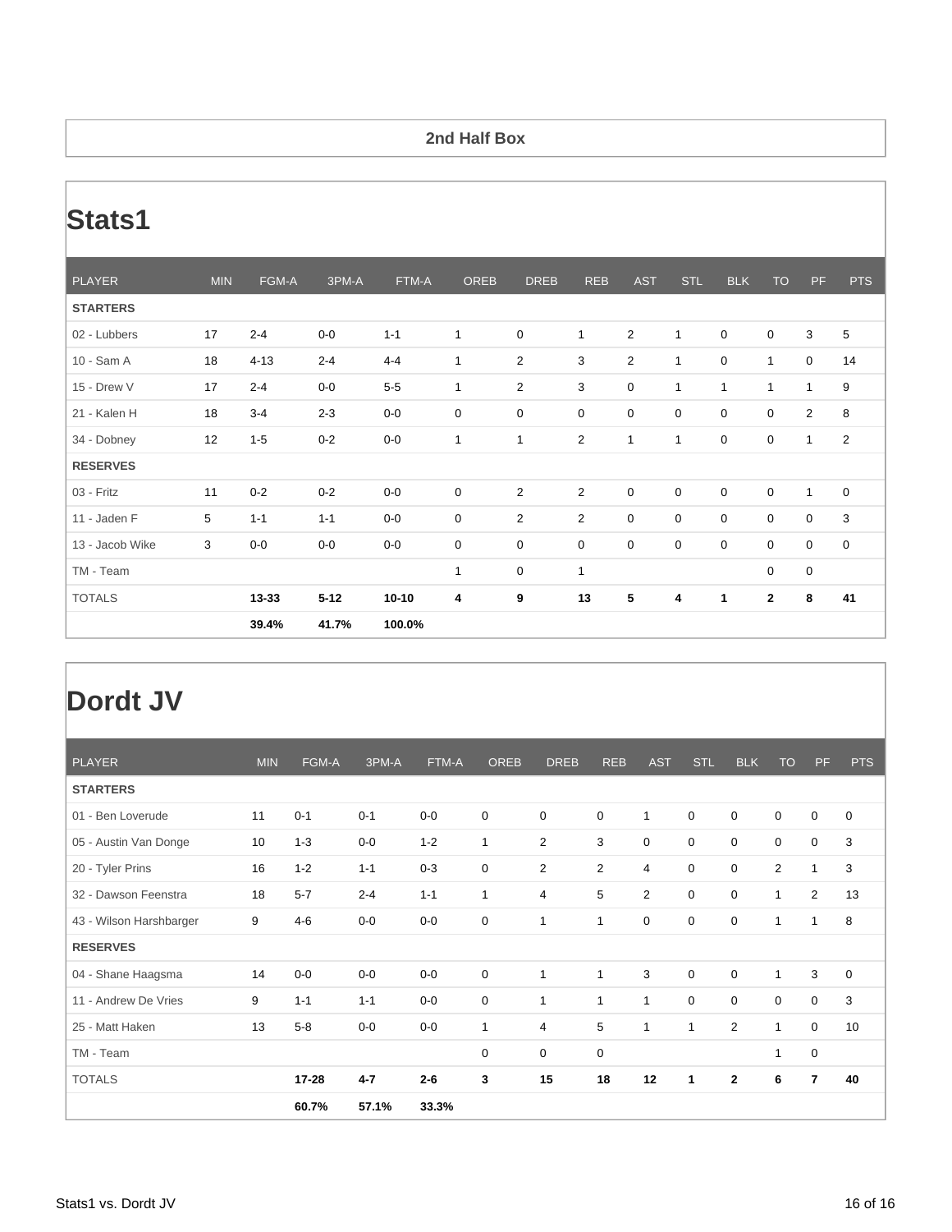## 2nd Half Box

# Stats1

| PLAYER | MIN | FGM-A | 3PM-A | FTM-A | OREB | DREB | REB | AST | STL | BLK | TO | PF | PTS |
|---|---|---|---|---|---|---|---|---|---|---|---|---|---|
| **STARTERS** | | | | | | | | | | | | | |
| 02 - Lubbers | 17 | 2-4 | 0-0 | 1-1 | 1 | 0 | 1 | 2 | 1 | 0 | 0 | 3 | 5 |
| 10 - Sam A | 18 | 4-13 | 2-4 | 4-4 | 1 | 2 | 3 | 2 | 1 | 0 | 1 | 0 | 14 |
| 15 - Drew V | 17 | 2-4 | 0-0 | 5-5 | 1 | 2 | 3 | 0 | 1 | 1 | 1 | 1 | 9 |
| 21 - Kalen H | 18 | 3-4 | 2-3 | 0-0 | 0 | 0 | 0 | 0 | 0 | 0 | 0 | 2 | 8 |
| 34 - Dobney | 12 | 1-5 | 0-2 | 0-0 | 1 | 1 | 2 | 1 | 1 | 0 | 0 | 1 | 2 |
| **RESERVES** | | | | | | | | | | | | | |
| 03 - Fritz | 11 | 0-2 | 0-2 | 0-0 | 0 | 2 | 2 | 0 | 0 | 0 | 0 | 1 | 0 |
| 11 - Jaden F | 5 | 1-1 | 1-1 | 0-0 | 0 | 2 | 2 | 0 | 0 | 0 | 0 | 0 | 3 |
| 13 - Jacob Wike | 3 | 0-0 | 0-0 | 0-0 | 0 | 0 | 0 | 0 | 0 | 0 | 0 | 0 | 0 |
| TM - Team | | | | | 1 | 0 | 1 | | | | 0 | 0 | |
| TOTALS | | **13-33** | **5-12** | **10-10** | **4** | **9** | **13** | **5** | **4** | **1** | **2** | **8** | **41** |
| | | **39.4%** | **41.7%** | **100.0%** | | | | | | | | | |

# Dordt JV

| PLAYER | MIN | FGM-A | 3PM-A | FTM-A | OREB | DREB | REB | AST | STL | BLK | TO | PF | PTS |
|---|---|---|---|---|---|---|---|---|---|---|---|---|---|
| **STARTERS** | | | | | | | | | | | | | |
| 01 - Ben Loverude | 11 | 0-1 | 0-1 | 0-0 | 0 | 0 | 0 | 1 | 0 | 0 | 0 | 0 | 0 |
| 05 - Austin Van Donge | 10 | 1-3 | 0-0 | 1-2 | 1 | 2 | 3 | 0 | 0 | 0 | 0 | 0 | 3 |
| 20 - Tyler Prins | 16 | 1-2 | 1-1 | 0-3 | 0 | 2 | 2 | 4 | 0 | 0 | 2 | 1 | 3 |
| 32 - Dawson Feenstra | 18 | 5-7 | 2-4 | 1-1 | 1 | 4 | 5 | 2 | 0 | 0 | 1 | 2 | 13 |
| 43 - Wilson Harshbarger | 9 | 4-6 | 0-0 | 0-0 | 0 | 1 | 1 | 0 | 0 | 0 | 1 | 1 | 8 |
| **RESERVES** | | | | | | | | | | | | | |
| 04 - Shane Haagsma | 14 | 0-0 | 0-0 | 0-0 | 0 | 1 | 1 | 3 | 0 | 0 | 1 | 3 | 0 |
| 11 - Andrew De Vries | 9 | 1-1 | 1-1 | 0-0 | 0 | 1 | 1 | 1 | 0 | 0 | 0 | 0 | 3 |
| 25 - Matt Haken | 13 | 5-8 | 0-0 | 0-0 | 1 | 4 | 5 | 1 | 1 | 2 | 1 | 0 | 10 |
| TM - Team | | | | | 0 | 0 | 0 | | | | 1 | 0 | |
| TOTALS | | **17-28** | **4-7** | **2-6** | **3** | **15** | **18** | **12** | **1** | **2** | **6** | **7** | **40** |
| | | **60.7%** | **57.1%** | **33.3%** | | | | | | | | | |